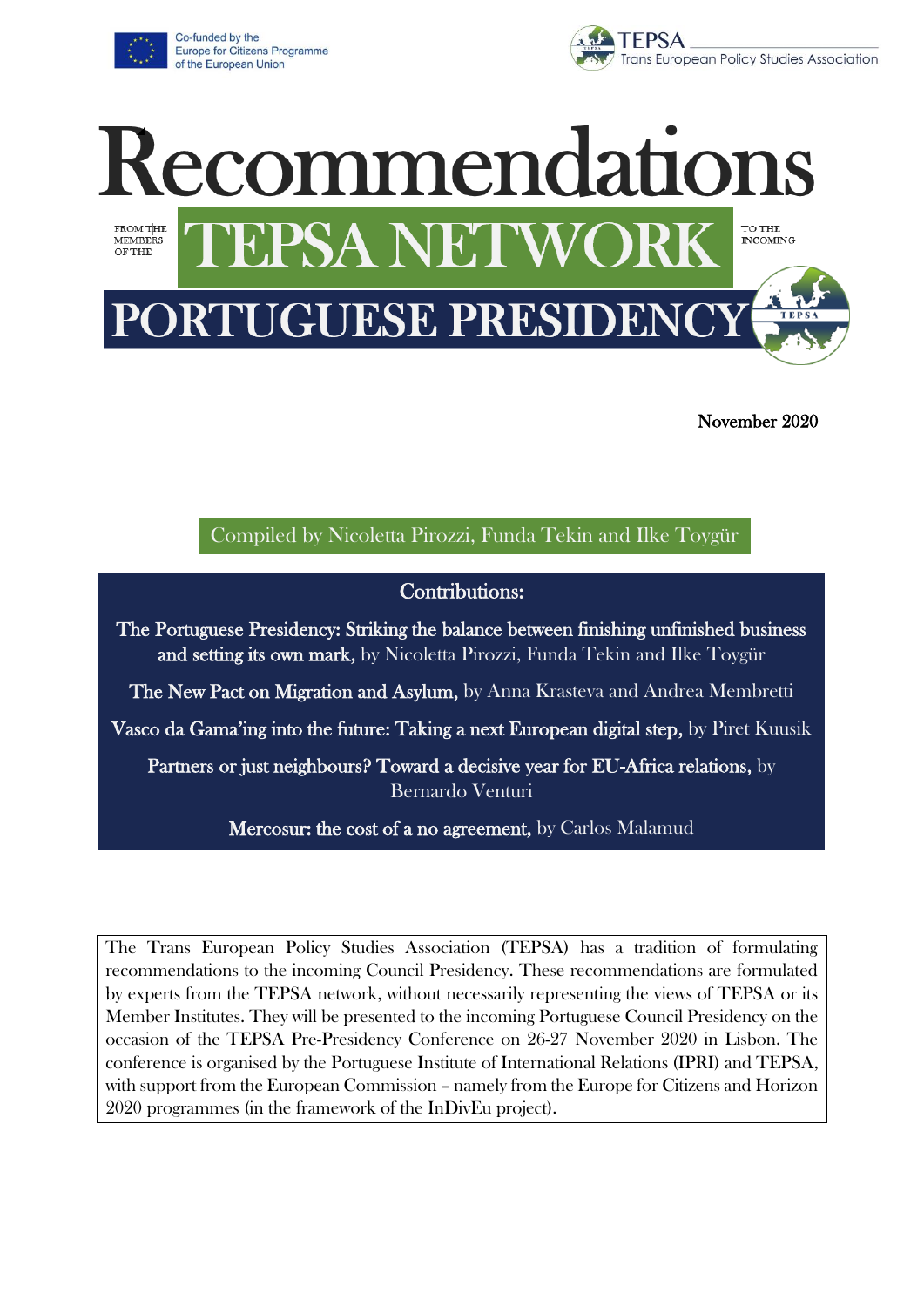Co-funded by the Europe for Citizens Programme of the European Union

TEPSA Trans European Policy Studies Association

# Recommendations

FROM THE MEMBERS OF THE

## TEPSA NETWORK

TO THE INCOMING

## PORTUGUESE PRESIDENCY

November 2020

Compiled by Nicoletta Pirozzi, Funda Tekin and Ilke Toygür

### Contributions:

**The Portuguese Presidency: Striking the balance between finishing unfinished business and setting its own mark,** by Nicoletta Pirozzi, Funda Tekin and Ilke Toygür

**The New Pact on Migration and Asylum,** by Anna Krasteva and Andrea Membretti

**Vasco da Gama'ing into the future: Taking a next European digital step,** by Piret Kuusik

**Partners or just neighbours? Toward a decisive year for EU-Africa relations,** by Bernardo Venturi

**Mercosur: the cost of a no agreement,** by Carlos Malamud

The Trans European Policy Studies Association (TEPSA) has a tradition of formulating recommendations to the incoming Council Presidency. These recommendations are formulated by experts from the TEPSA network, without necessarily representing the views of TEPSA or its Member Institutes. They will be presented to the incoming Portuguese Council Presidency on the occasion of the TEPSA Pre-Presidency Conference on 26-27 November 2020 in Lisbon. The conference is organised by the Portuguese Institute of International Relations (IPRI) and TEPSA, with support from the European Commission – namely from the Europe for Citizens and Horizon 2020 programmes (in the framework of the InDivEu project).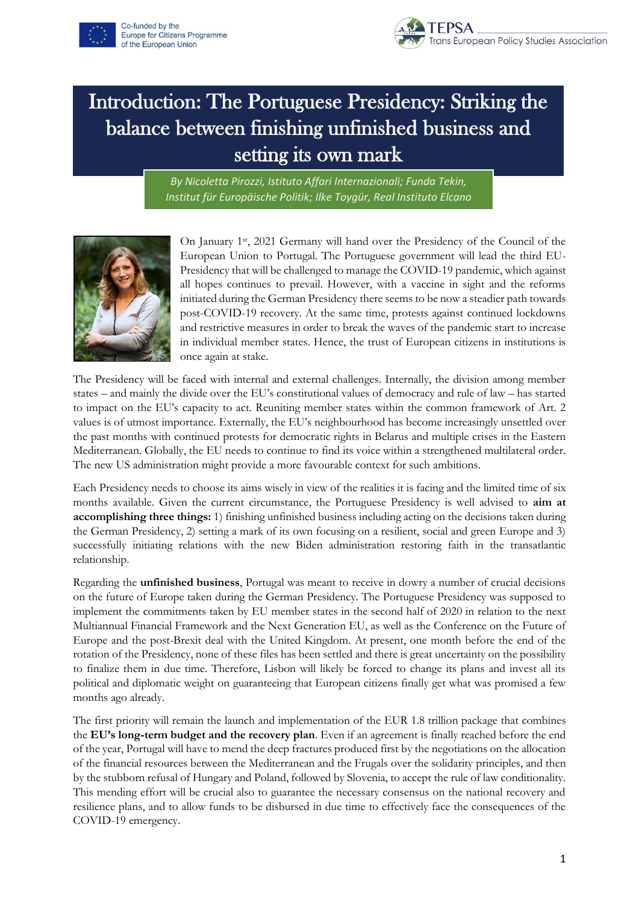# Introduction: The Portuguese Presidency: Striking the balance between finishing unfinished business and setting its own mark

*By Nicoletta Pirozzi, Istituto Affari Internazionali; Funda Tekin, Institut für Europäische Politik; Ilke Toygür, Real Instituto Elcano*

On January 1st, 2021 Germany will hand over the Presidency of the Council of the European Union to Portugal. The Portuguese government will lead the third EU-Presidency that will be challenged to manage the COVID-19 pandemic, which against all hopes continues to prevail. However, with a vaccine in sight and the reforms initiated during the German Presidency there seems to be now a steadier path towards post-COVID-19 recovery. At the same time, protests against continued lockdowns and restrictive measures in order to break the waves of the pandemic start to increase in individual member states. Hence, the trust of European citizens in institutions is once again at stake.

The Presidency will be faced with internal and external challenges. Internally, the division among member states – and mainly the divide over the EU's constitutional values of democracy and rule of law – has started to impact on the EU's capacity to act. Reuniting member states within the common framework of Art. 2 values is of utmost importance. Externally, the EU's neighbourhood has become increasingly unsettled over the past months with continued protests for democratic rights in Belarus and multiple crises in the Eastern Mediterranean. Globally, the EU needs to continue to find its voice within a strengthened multilateral order. The new US administration might provide a more favourable context for such ambitions.

Each Presidency needs to choose its aims wisely in view of the realities it is facing and the limited time of six months available. Given the current circumstance, the Portuguese Presidency is well advised to **aim at accomplishing three things:** 1) finishing unfinished business including acting on the decisions taken during the German Presidency, 2) setting a mark of its own focusing on a resilient, social and green Europe and 3) successfully initiating relations with the new Biden administration restoring faith in the transatlantic relationship.

Regarding the **unfinished business**, Portugal was meant to receive in dowry a number of crucial decisions on the future of Europe taken during the German Presidency. The Portuguese Presidency was supposed to implement the commitments taken by EU member states in the second half of 2020 in relation to the next Multiannual Financial Framework and the Next Generation EU, as well as the Conference on the Future of Europe and the post-Brexit deal with the United Kingdom. At present, one month before the end of the rotation of the Presidency, none of these files has been settled and there is great uncertainty on the possibility to finalize them in due time. Therefore, Lisbon will likely be forced to change its plans and invest all its political and diplomatic weight on guaranteeing that European citizens finally get what was promised a few months ago already.

The first priority will remain the launch and implementation of the EUR 1.8 trillion package that combines the **EU's long-term budget and the recovery plan**. Even if an agreement is finally reached before the end of the year, Portugal will have to mend the deep fractures produced first by the negotiations on the allocation of the financial resources between the Mediterranean and the Frugals over the solidarity principles, and then by the stubborn refusal of Hungary and Poland, followed by Slovenia, to accept the rule of law conditionality. This mending effort will be crucial also to guarantee the necessary consensus on the national recovery and resilience plans, and to allow funds to be disbursed in due time to effectively face the consequences of the COVID-19 emergency.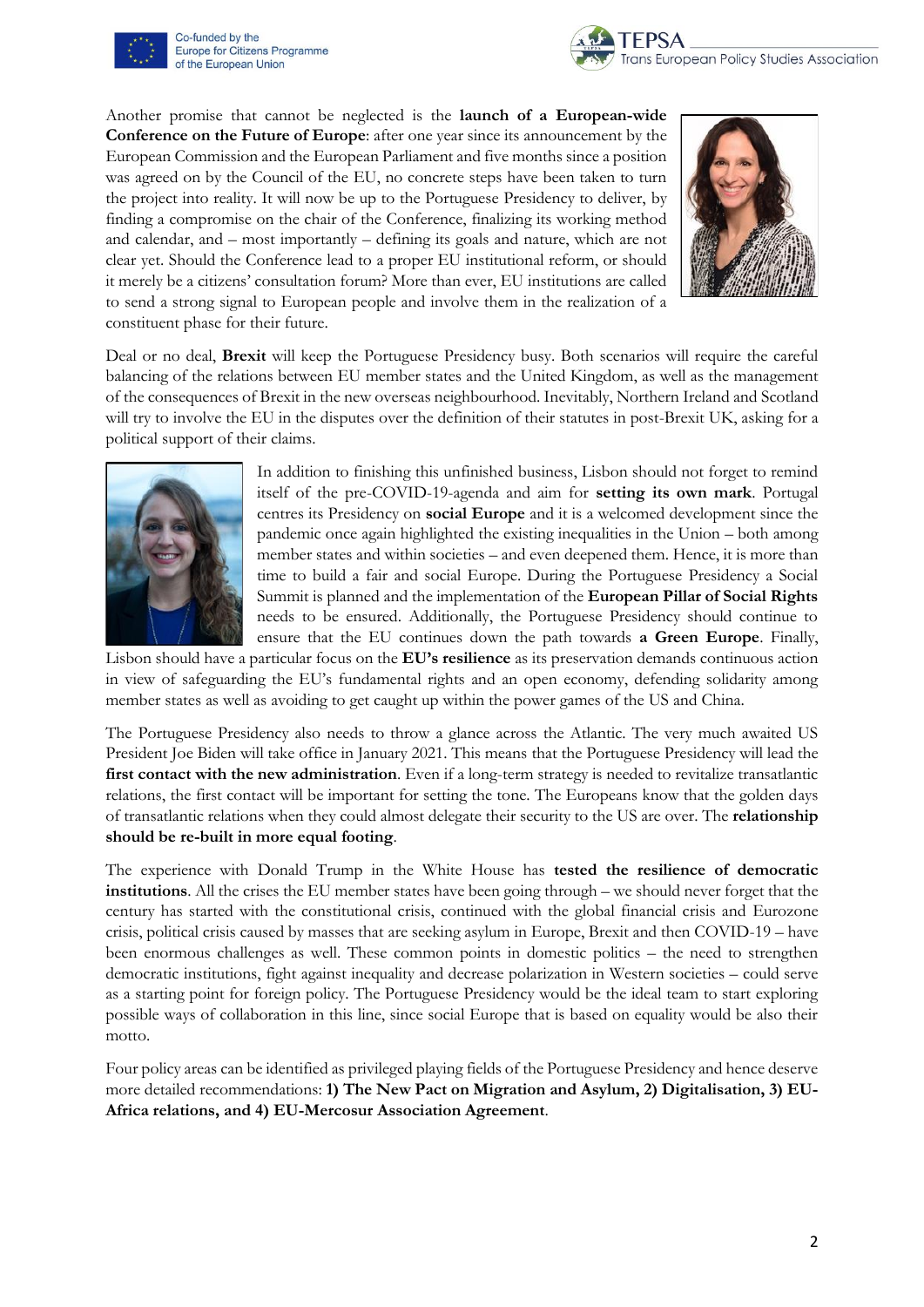Another promise that cannot be neglected is the **launch of a European-wide Conference on the Future of Europe**: after one year since its announcement by the European Commission and the European Parliament and five months since a position was agreed on by the Council of the EU, no concrete steps have been taken to turn the project into reality. It will now be up to the Portuguese Presidency to deliver, by finding a compromise on the chair of the Conference, finalizing its working method and calendar, and – most importantly – defining its goals and nature, which are not clear yet. Should the Conference lead to a proper EU institutional reform, or should it merely be a citizens' consultation forum? More than ever, EU institutions are called to send a strong signal to European people and involve them in the realization of a constituent phase for their future.

Deal or no deal, **Brexit** will keep the Portuguese Presidency busy. Both scenarios will require the careful balancing of the relations between EU member states and the United Kingdom, as well as the management of the consequences of Brexit in the new overseas neighbourhood. Inevitably, Northern Ireland and Scotland will try to involve the EU in the disputes over the definition of their statutes in post-Brexit UK, asking for a political support of their claims.

In addition to finishing this unfinished business, Lisbon should not forget to remind itself of the pre-COVID-19-agenda and aim for **setting its own mark**. Portugal centres its Presidency on **social Europe** and it is a welcomed development since the pandemic once again highlighted the existing inequalities in the Union – both among member states and within societies – and even deepened them. Hence, it is more than time to build a fair and social Europe. During the Portuguese Presidency a Social Summit is planned and the implementation of the **European Pillar of Social Rights** needs to be ensured. Additionally, the Portuguese Presidency should continue to ensure that the EU continues down the path towards **a Green Europe**. Finally, Lisbon should have a particular focus on the **EU's resilience** as its preservation demands continuous action in view of safeguarding the EU's fundamental rights and an open economy, defending solidarity among member states as well as avoiding to get caught up within the power games of the US and China.

The Portuguese Presidency also needs to throw a glance across the Atlantic. The very much awaited US President Joe Biden will take office in January 2021. This means that the Portuguese Presidency will lead the **first contact with the new administration**. Even if a long-term strategy is needed to revitalize transatlantic relations, the first contact will be important for setting the tone. The Europeans know that the golden days of transatlantic relations when they could almost delegate their security to the US are over. The **relationship should be re-built in more equal footing**.

The experience with Donald Trump in the White House has **tested the resilience of democratic institutions**. All the crises the EU member states have been going through – we should never forget that the century has started with the constitutional crisis, continued with the global financial crisis and Eurozone crisis, political crisis caused by masses that are seeking asylum in Europe, Brexit and then COVID-19 – have been enormous challenges as well. These common points in domestic politics – the need to strengthen democratic institutions, fight against inequality and decrease polarization in Western societies – could serve as a starting point for foreign policy. The Portuguese Presidency would be the ideal team to start exploring possible ways of collaboration in this line, since social Europe that is based on equality would be also their motto.

Four policy areas can be identified as privileged playing fields of the Portuguese Presidency and hence deserve more detailed recommendations: **1) The New Pact on Migration and Asylum, 2) Digitalisation, 3) EU-Africa relations, and 4) EU-Mercosur Association Agreement**.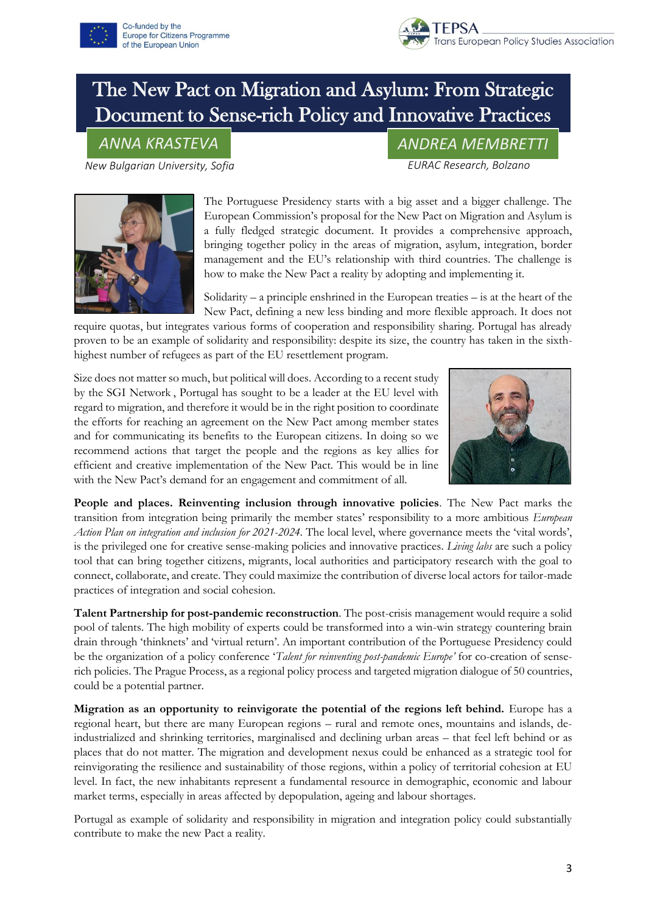# The New Pact on Migration and Asylum: From Strategic Document to Sense-rich Policy and Innovative Practices

*ANNA KRASTEVA*
*New Bulgarian University, Sofia*

*ANDREA MEMBRETTI*
*EURAC Research, Bolzano*

The Portuguese Presidency starts with a big asset and a bigger challenge. The European Commission's proposal for the New Pact on Migration and Asylum is a fully fledged strategic document. It provides a comprehensive approach, bringing together policy in the areas of migration, asylum, integration, border management and the EU's relationship with third countries. The challenge is how to make the New Pact a reality by adopting and implementing it.

Solidarity – a principle enshrined in the European treaties – is at the heart of the New Pact, defining a new less binding and more flexible approach. It does not require quotas, but integrates various forms of cooperation and responsibility sharing. Portugal has already proven to be an example of solidarity and responsibility: despite its size, the country has taken in the sixth-highest number of refugees as part of the EU resettlement program.

Size does not matter so much, but political will does. According to a recent study by the SGI Network , Portugal has sought to be a leader at the EU level with regard to migration, and therefore it would be in the right position to coordinate the efforts for reaching an agreement on the New Pact among member states and for communicating its benefits to the European citizens. In doing so we recommend actions that target the people and the regions as key allies for efficient and creative implementation of the New Pact. This would be in line with the New Pact's demand for an engagement and commitment of all.

**People and places. Reinventing inclusion through innovative policies**. The New Pact marks the transition from integration being primarily the member states' responsibility to a more ambitious *European Action Plan on integration and inclusion for 2021-2024*. The local level, where governance meets the 'vital words', is the privileged one for creative sense-making policies and innovative practices. *Living labs* are such a policy tool that can bring together citizens, migrants, local authorities and participatory research with the goal to connect, collaborate, and create. They could maximize the contribution of diverse local actors for tailor-made practices of integration and social cohesion.

**Talent Partnership for post-pandemic reconstruction**. The post-crisis management would require a solid pool of talents. The high mobility of experts could be transformed into a win-win strategy countering brain drain through 'thinknets' and 'virtual return'. An important contribution of the Portuguese Presidency could be the organization of a policy conference '*Talent for reinventing post-pandemic Europe'* for co-creation of sense-rich policies. The Prague Process, as a regional policy process and targeted migration dialogue of 50 countries, could be a potential partner.

**Migration as an opportunity to reinvigorate the potential of the regions left behind.** Europe has a regional heart, but there are many European regions – rural and remote ones, mountains and islands, de-industrialized and shrinking territories, marginalised and declining urban areas – that feel left behind or as places that do not matter. The migration and development nexus could be enhanced as a strategic tool for reinvigorating the resilience and sustainability of those regions, within a policy of territorial cohesion at EU level. In fact, the new inhabitants represent a fundamental resource in demographic, economic and labour market terms, especially in areas affected by depopulation, ageing and labour shortages.

Portugal as example of solidarity and responsibility in migration and integration policy could substantially contribute to make the new Pact a reality.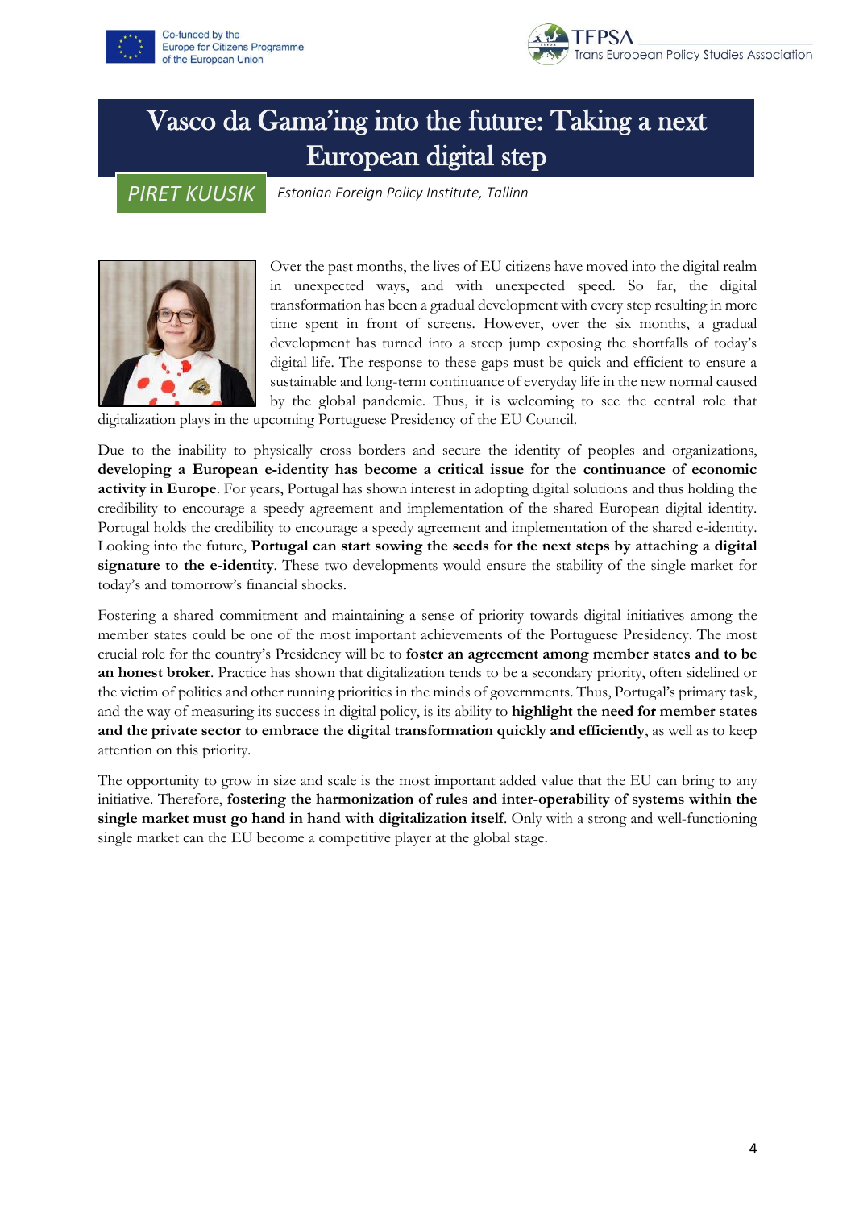# Vasco da Gama'ing into the future: Taking a next European digital step

**PIRET KUUSIK** *Estonian Foreign Policy Institute, Tallinn*

Over the past months, the lives of EU citizens have moved into the digital realm in unexpected ways, and with unexpected speed. So far, the digital transformation has been a gradual development with every step resulting in more time spent in front of screens. However, over the six months, a gradual development has turned into a steep jump exposing the shortfalls of today's digital life. The response to these gaps must be quick and efficient to ensure a sustainable and long-term continuance of everyday life in the new normal caused by the global pandemic. Thus, it is welcoming to see the central role that digitalization plays in the upcoming Portuguese Presidency of the EU Council.

Due to the inability to physically cross borders and secure the identity of peoples and organizations, **developing a European e-identity has become a critical issue for the continuance of economic activity in Europe**. For years, Portugal has shown interest in adopting digital solutions and thus holding the credibility to encourage a speedy agreement and implementation of the shared European digital identity. Portugal holds the credibility to encourage a speedy agreement and implementation of the shared e-identity. Looking into the future, **Portugal can start sowing the seeds for the next steps by attaching a digital signature to the e-identity**. These two developments would ensure the stability of the single market for today's and tomorrow's financial shocks.

Fostering a shared commitment and maintaining a sense of priority towards digital initiatives among the member states could be one of the most important achievements of the Portuguese Presidency. The most crucial role for the country's Presidency will be to **foster an agreement among member states and to be an honest broker**. Practice has shown that digitalization tends to be a secondary priority, often sidelined or the victim of politics and other running priorities in the minds of governments. Thus, Portugal's primary task, and the way of measuring its success in digital policy, is its ability to **highlight the need for member states and the private sector to embrace the digital transformation quickly and efficiently**, as well as to keep attention on this priority.

The opportunity to grow in size and scale is the most important added value that the EU can bring to any initiative. Therefore, **fostering the harmonization of rules and inter-operability of systems within the single market must go hand in hand with digitalization itself**. Only with a strong and well-functioning single market can the EU become a competitive player at the global stage.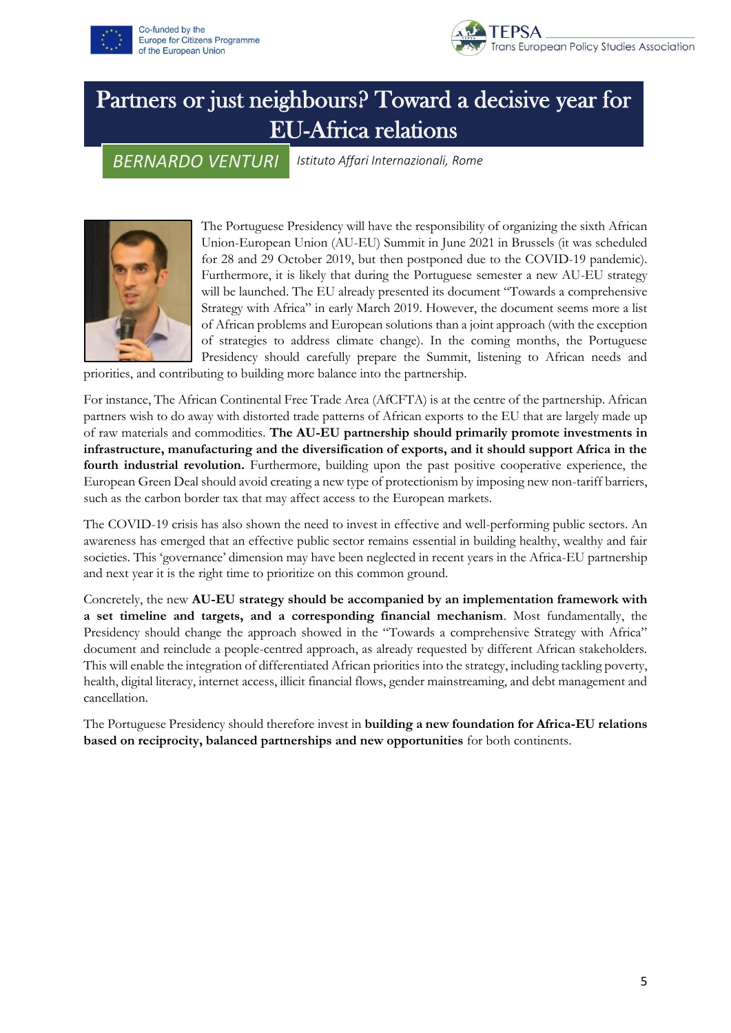# Partners or just neighbours? Toward a decisive year for EU-Africa relations

*BERNARDO VENTURI* *Istituto Affari Internazionali, Rome*

The Portuguese Presidency will have the responsibility of organizing the sixth African Union-European Union (AU-EU) Summit in June 2021 in Brussels (it was scheduled for 28 and 29 October 2019, but then postponed due to the COVID-19 pandemic). Furthermore, it is likely that during the Portuguese semester a new AU-EU strategy will be launched. The EU already presented its document "Towards a comprehensive Strategy with Africa" in early March 2019. However, the document seems more a list of African problems and European solutions than a joint approach (with the exception of strategies to address climate change). In the coming months, the Portuguese Presidency should carefully prepare the Summit, listening to African needs and priorities, and contributing to building more balance into the partnership.

For instance, The African Continental Free Trade Area (AfCFTA) is at the centre of the partnership. African partners wish to do away with distorted trade patterns of African exports to the EU that are largely made up of raw materials and commodities. **The AU-EU partnership should primarily promote investments in infrastructure, manufacturing and the diversification of exports, and it should support Africa in the fourth industrial revolution.** Furthermore, building upon the past positive cooperative experience, the European Green Deal should avoid creating a new type of protectionism by imposing new non-tariff barriers, such as the carbon border tax that may affect access to the European markets.

The COVID-19 crisis has also shown the need to invest in effective and well-performing public sectors. An awareness has emerged that an effective public sector remains essential in building healthy, wealthy and fair societies. This 'governance' dimension may have been neglected in recent years in the Africa-EU partnership and next year it is the right time to prioritize on this common ground.

Concretely, the new **AU-EU strategy should be accompanied by an implementation framework with a set timeline and targets, and a corresponding financial mechanism**. Most fundamentally, the Presidency should change the approach showed in the "Towards a comprehensive Strategy with Africa" document and reinclude a people-centred approach, as already requested by different African stakeholders. This will enable the integration of differentiated African priorities into the strategy, including tackling poverty, health, digital literacy, internet access, illicit financial flows, gender mainstreaming, and debt management and cancellation.

The Portuguese Presidency should therefore invest in **building a new foundation for Africa-EU relations based on reciprocity, balanced partnerships and new opportunities** for both continents.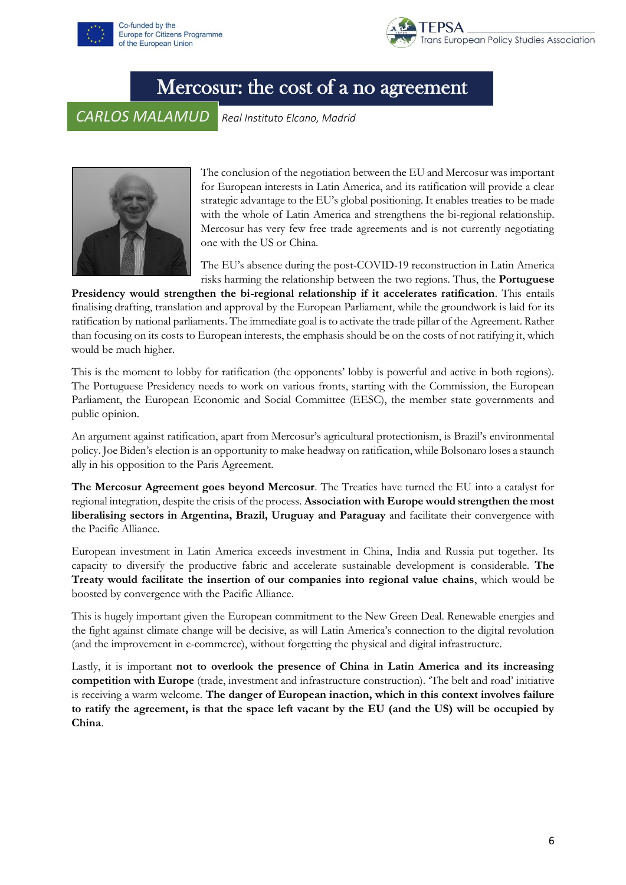# Mercosur: the cost of a no agreement

**CARLOS MALAMUD** *Real Instituto Elcano, Madrid*

The conclusion of the negotiation between the EU and Mercosur was important for European interests in Latin America, and its ratification will provide a clear strategic advantage to the EU's global positioning. It enables treaties to be made with the whole of Latin America and strengthens the bi-regional relationship. Mercosur has very few free trade agreements and is not currently negotiating one with the US or China.

The EU's absence during the post-COVID-19 reconstruction in Latin America risks harming the relationship between the two regions. Thus, the **Portuguese Presidency would strengthen the bi-regional relationship if it accelerates ratification**. This entails finalising drafting, translation and approval by the European Parliament, while the groundwork is laid for its ratification by national parliaments. The immediate goal is to activate the trade pillar of the Agreement. Rather than focusing on its costs to European interests, the emphasis should be on the costs of not ratifying it, which would be much higher.

This is the moment to lobby for ratification (the opponents' lobby is powerful and active in both regions). The Portuguese Presidency needs to work on various fronts, starting with the Commission, the European Parliament, the European Economic and Social Committee (EESC), the member state governments and public opinion.

An argument against ratification, apart from Mercosur's agricultural protectionism, is Brazil's environmental policy. Joe Biden's election is an opportunity to make headway on ratification, while Bolsonaro loses a staunch ally in his opposition to the Paris Agreement.

**The Mercosur Agreement goes beyond Mercosur**. The Treaties have turned the EU into a catalyst for regional integration, despite the crisis of the process. **Association with Europe would strengthen the most liberalising sectors in Argentina, Brazil, Uruguay and Paraguay** and facilitate their convergence with the Pacific Alliance.

European investment in Latin America exceeds investment in China, India and Russia put together. Its capacity to diversify the productive fabric and accelerate sustainable development is considerable. **The Treaty would facilitate the insertion of our companies into regional value chains**, which would be boosted by convergence with the Pacific Alliance.

This is hugely important given the European commitment to the New Green Deal. Renewable energies and the fight against climate change will be decisive, as will Latin America's connection to the digital revolution (and the improvement in e-commerce), without forgetting the physical and digital infrastructure.

Lastly, it is important **not to overlook the presence of China in Latin America and its increasing competition with Europe** (trade, investment and infrastructure construction). 'The belt and road' initiative is receiving a warm welcome. **The danger of European inaction, which in this context involves failure to ratify the agreement, is that the space left vacant by the EU (and the US) will be occupied by China**.